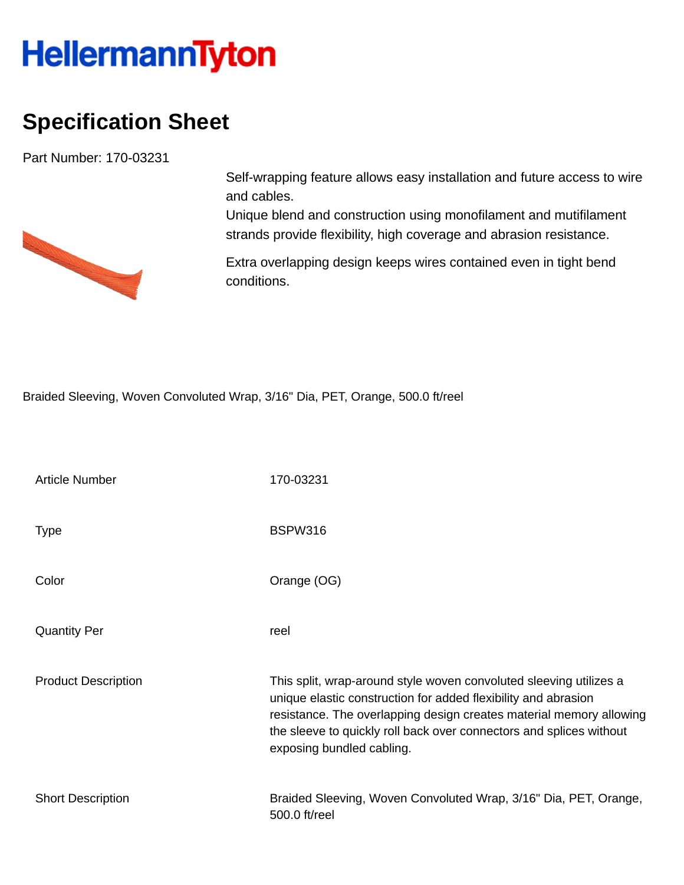HellermannTyton

# Specification Sheet

Part Number: 170-03231

Self-wrapping feature allows easy installation and future access to wire and cables.
Unique blend and construction using monofilament and mutifilament strands provide flexibility, high coverage and abrasion resistance.

Extra overlapping design keeps wires contained even in tight bend conditions.

Braided Sleeving, Woven Convoluted Wrap, 3/16" Dia, PET, Orange, 500.0 ft/reel

| | |
|---|---|
| Article Number | 170-03231 |
| Type | BSPW316 |
| Color | Orange (OG) |
| Quantity Per | reel |
| Product Description | This split, wrap-around style woven convoluted sleeving utilizes a unique elastic construction for added flexibility and abrasion resistance. The overlapping design creates material memory allowing the sleeve to quickly roll back over connectors and splices without exposing bundled cabling. |
| Short Description | Braided Sleeving, Woven Convoluted Wrap, 3/16" Dia, PET, Orange, 500.0 ft/reel |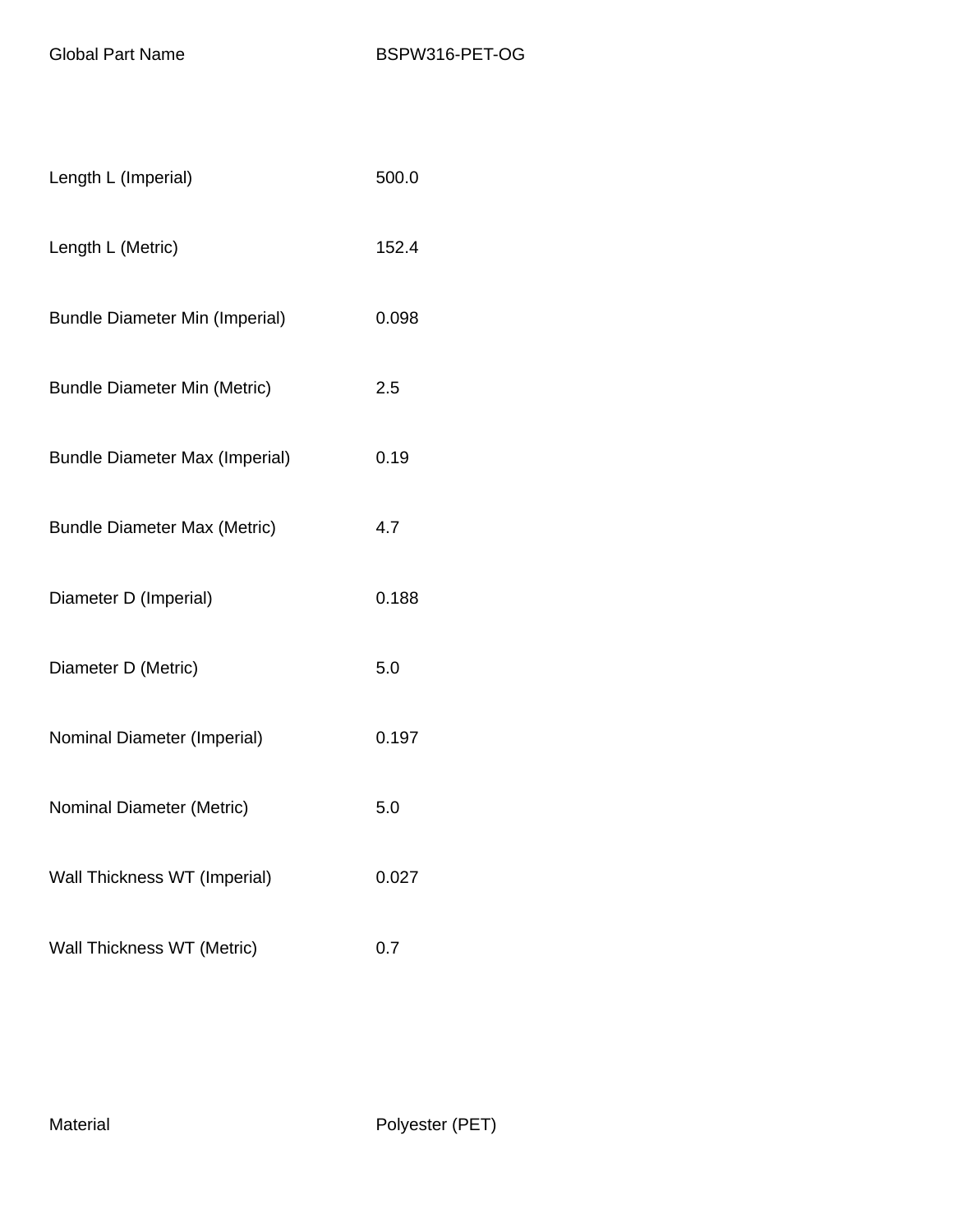| | |
|---|---|
| Global Part Name | BSPW316-PET-OG |
| Length L (Imperial) | 500.0 |
| Length L (Metric) | 152.4 |
| Bundle Diameter Min (Imperial) | 0.098 |
| Bundle Diameter Min (Metric) | 2.5 |
| Bundle Diameter Max (Imperial) | 0.19 |
| Bundle Diameter Max (Metric) | 4.7 |
| Diameter D (Imperial) | 0.188 |
| Diameter D (Metric) | 5.0 |
| Nominal Diameter (Imperial) | 0.197 |
| Nominal Diameter (Metric) | 5.0 |
| Wall Thickness WT (Imperial) | 0.027 |
| Wall Thickness WT (Metric) | 0.7 |
| Material | Polyester (PET) |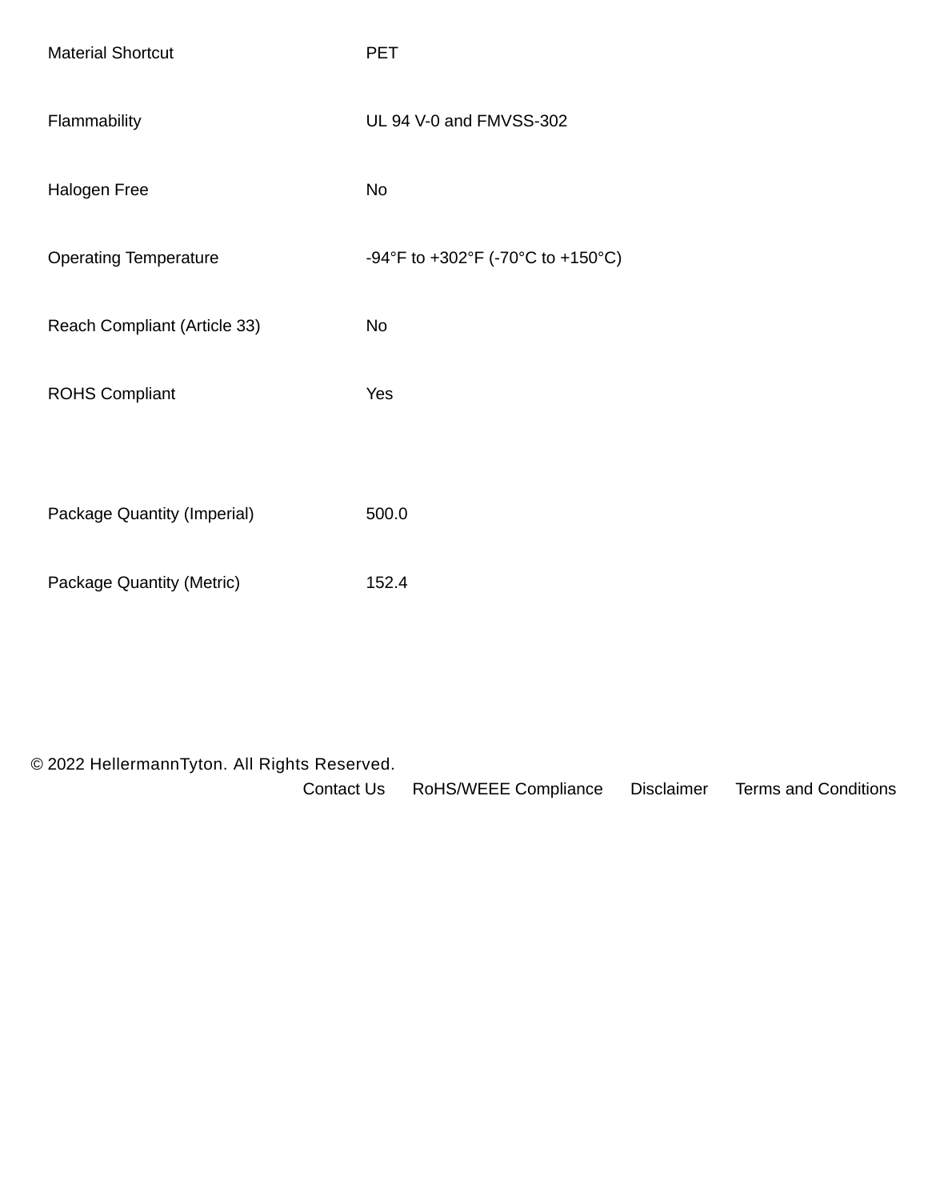| | |
|---|---|
| Material Shortcut | PET |
| Flammability | UL 94 V-0 and FMVSS-302 |
| Halogen Free | No |
| Operating Temperature | -94°F to +302°F (-70°C to +150°C) |
| Reach Compliant (Article 33) | No |
| ROHS Compliant | Yes |

| | |
|---|---|
| Package Quantity (Imperial) | 500.0 |
| Package Quantity (Metric) | 152.4 |

© 2022 HellermannTyton. All Rights Reserved.

Contact Us RoHS/WEEE Compliance Disclaimer Terms and Conditions